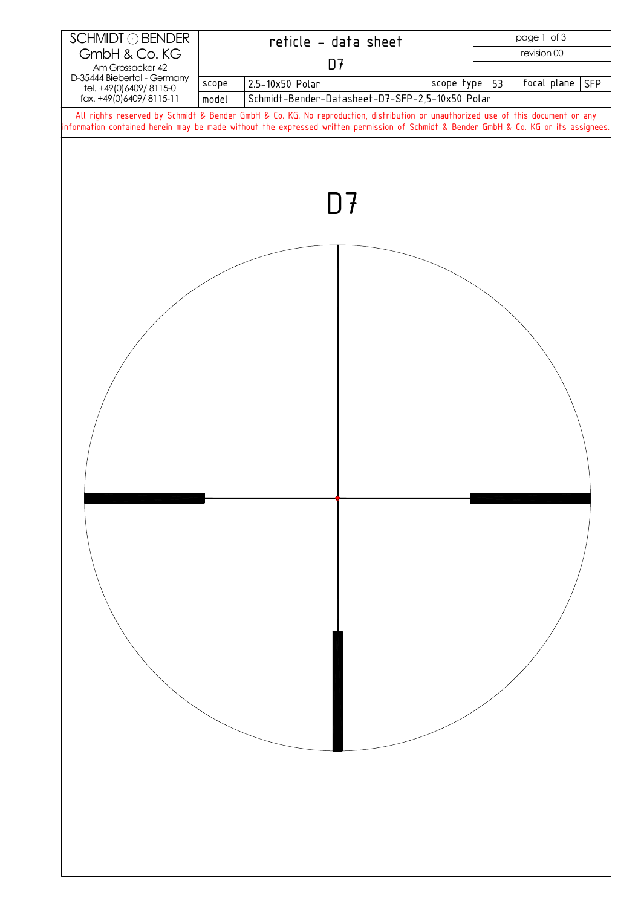| SCHMIDT ⊙ BENDER GmbH & Co. KG Am Grossacker 42 D-35444 Biebertal - Germany tel. +49(0)6409/ 8115-0 fax. +49(0)6409/ 8115-11 | reticle - data sheet D7 | | | | | revision 00 |
|---|---|---|---|---|---|---|
| | scope | 2.5-10x50 Polar | scope type | 53 | focal plane | SFP |
| | model | Schmidt-Bender-Datasheet-D7-SFP-2,5-10x50 Polar | | | | |

All rights reserved by Schmidt & Bender GmbH & Co. KG. No reproduction, distribution or unauthorized use of this document or any information contained herein may be made without the expressed written permission of Schmidt & Bender GmbH & Co. KG or its assignees.

# D7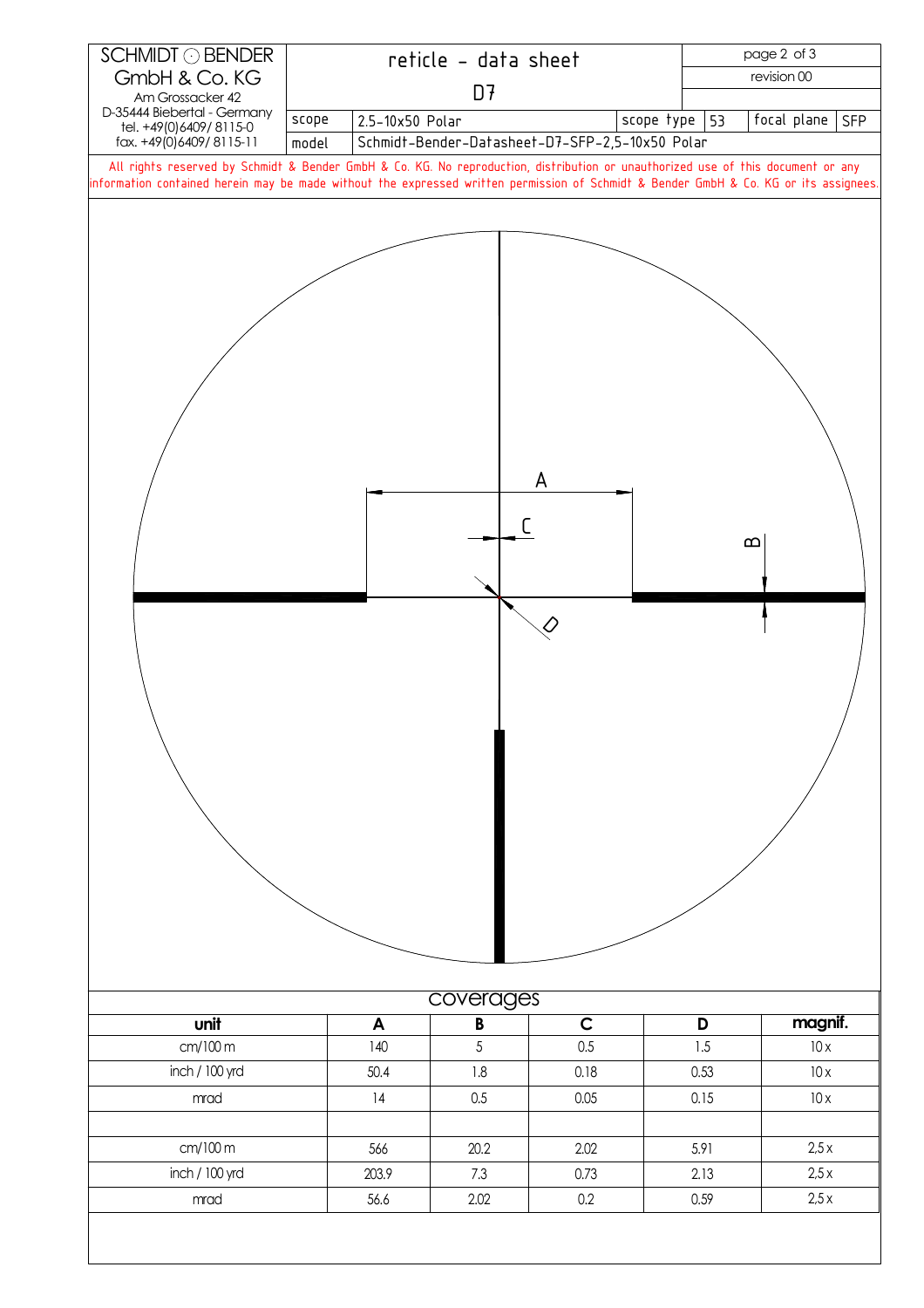| SCHMIDT ⊙ BENDER GmbH & Co. KG Am Grossacker 42 D-35444 Biebertal - Germany tel. +49(0)6409/ 8115-0 fax. +49(0)6409/ 8115-11 | reticle - data sheet D7 | | | | |
|---|---|---|---|---|---|
| | revision 00 | | | | |
| scope | 2.5-10x50 Polar | scope type | 53 | focal plane | SFP |
| model | Schmidt-Bender-Datasheet-D7-SFP-2,5-10x50 Polar | | | | |

All rights reserved by Schmidt & Bender GmbH & Co. KG. No reproduction, distribution or unauthorized use of this document or any information contained herein may be made without the expressed written permission of Schmidt & Bender GmbH & Co. KG or its assignees.

A

C

B

D

## coverages

| unit | A | B | C | D | magnif. |
|---|---|---|---|---|---|
| cm/100 m | 140 | 5 | 0.5 | 1.5 | 10 x |
| inch / 100 yrd | 50.4 | 1.8 | 0.18 | 0.53 | 10 x |
| mrad | 14 | 0.5 | 0.05 | 0.15 | 10 x |
| | | | | | |
| cm/100 m | 566 | 20.2 | 2.02 | 5.91 | 2,5 x |
| inch / 100 yrd | 203.9 | 7.3 | 0.73 | 2.13 | 2,5 x |
| mrad | 56.6 | 2.02 | 0.2 | 0.59 | 2,5 x |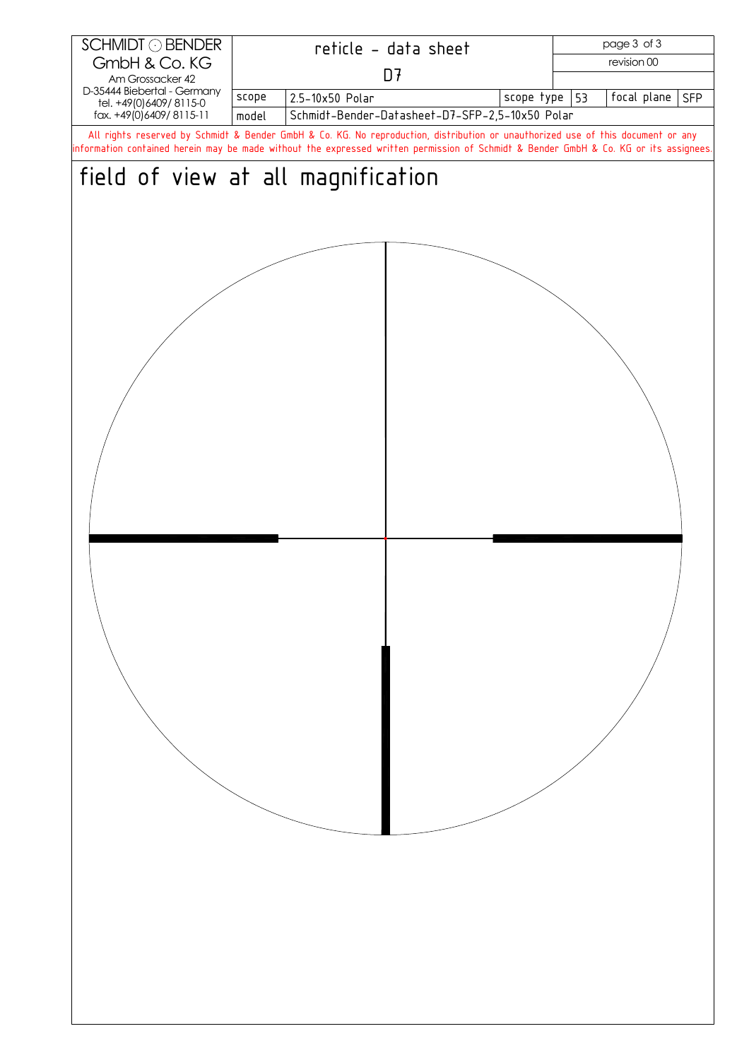| | | | | | | |
|---|---|---|---|---|---|---|
| SCHMIDT ⊙ BENDER GmbH & Co. KG Am Grossacker 42 D-35444 Biebertal - Germany tel. +49(0)6409/ 8115-0 fax. +49(0)6409/ 8115-11 | reticle - data sheet | | | | | revision 00 |
| | D7 | | | | | |
| scope | 2.5-10x50 Polar | | scope type | 53 | focal plane | SFP |
| model | Schmidt-Bender-Datasheet-D7-SFP-2,5-10x50 Polar | | | | | |

All rights reserved by Schmidt & Bender GmbH & Co. KG. No reproduction, distribution or unauthorized use of this document or any information contained herein may be made without the expressed written permission of Schmidt & Bender GmbH & Co. KG or its assignees.

# field of view at all magnification